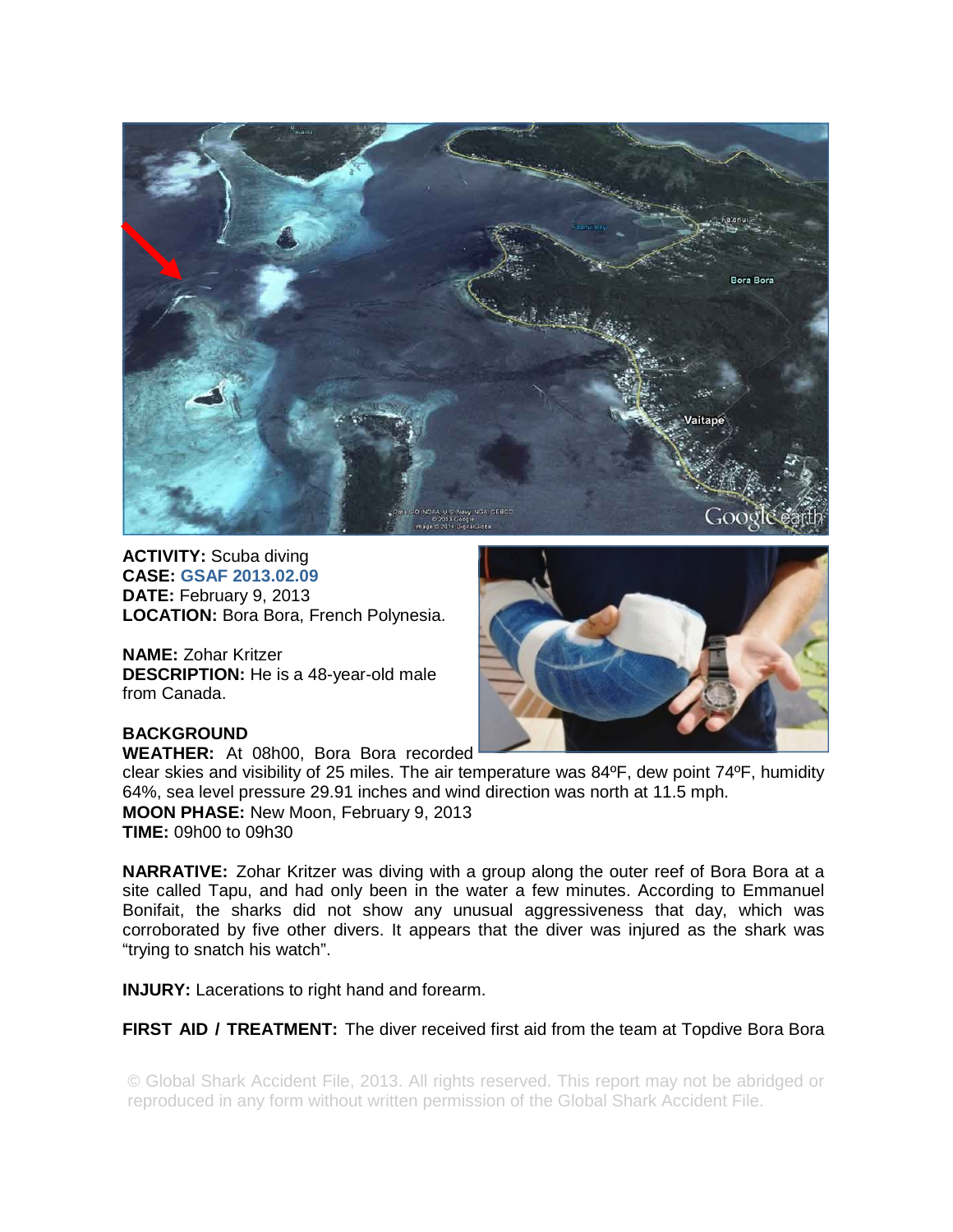**ACTIVITY:** Scuba diving
**CASE:** **GSAF 2013.02.09**
**DATE:** February 9, 2013
**LOCATION:** Bora Bora, French Polynesia.

**NAME:** Zohar Kritzer
**DESCRIPTION:** He is a 48-year-old male from Canada.

**BACKGROUND**
**WEATHER:** At 08h00, Bora Bora recorded clear skies and visibility of 25 miles. The air temperature was 84ºF, dew point 74ºF, humidity 64%, sea level pressure 29.91 inches and wind direction was north at 11.5 mph.
**MOON PHASE:** New Moon, February 9, 2013
**TIME:** 09h00 to 09h30

**NARRATIVE:** Zohar Kritzer was diving with a group along the outer reef of Bora Bora at a site called Tapu, and had only been in the water a few minutes. According to Emmanuel Bonifait, the sharks did not show any unusual aggressiveness that day, which was corroborated by five other divers. It appears that the diver was injured as the shark was "trying to snatch his watch".

**INJURY:** Lacerations to right hand and forearm.

**FIRST AID / TREATMENT:** The diver received first aid from the team at Topdive Bora Bora

© Global Shark Accident File, 2013. All rights reserved. This report may not be abridged or reproduced in any form without written permission of the Global Shark Accident File.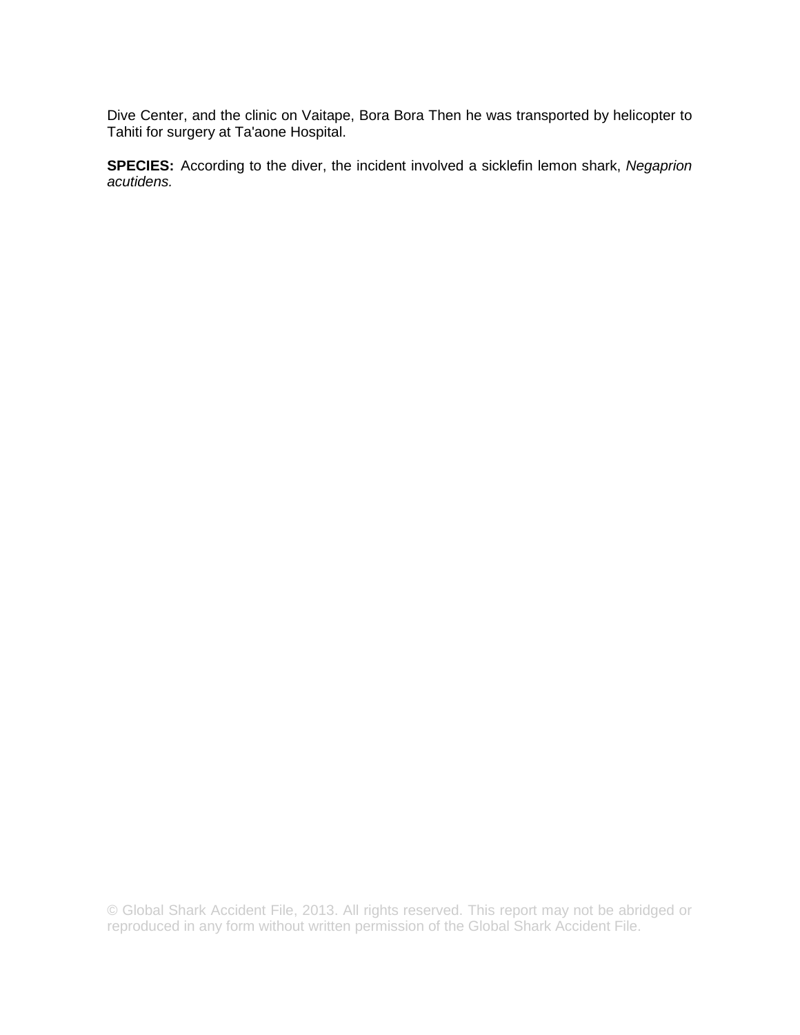Dive Center, and the clinic on Vaitape, Bora Bora Then he was transported by helicopter to Tahiti for surgery at Ta'aone Hospital.

**SPECIES:** According to the diver, the incident involved a sicklefin lemon shark, *Negaprion acutidens.*

© Global Shark Accident File, 2013. All rights reserved. This report may not be abridged or reproduced in any form without written permission of the Global Shark Accident File.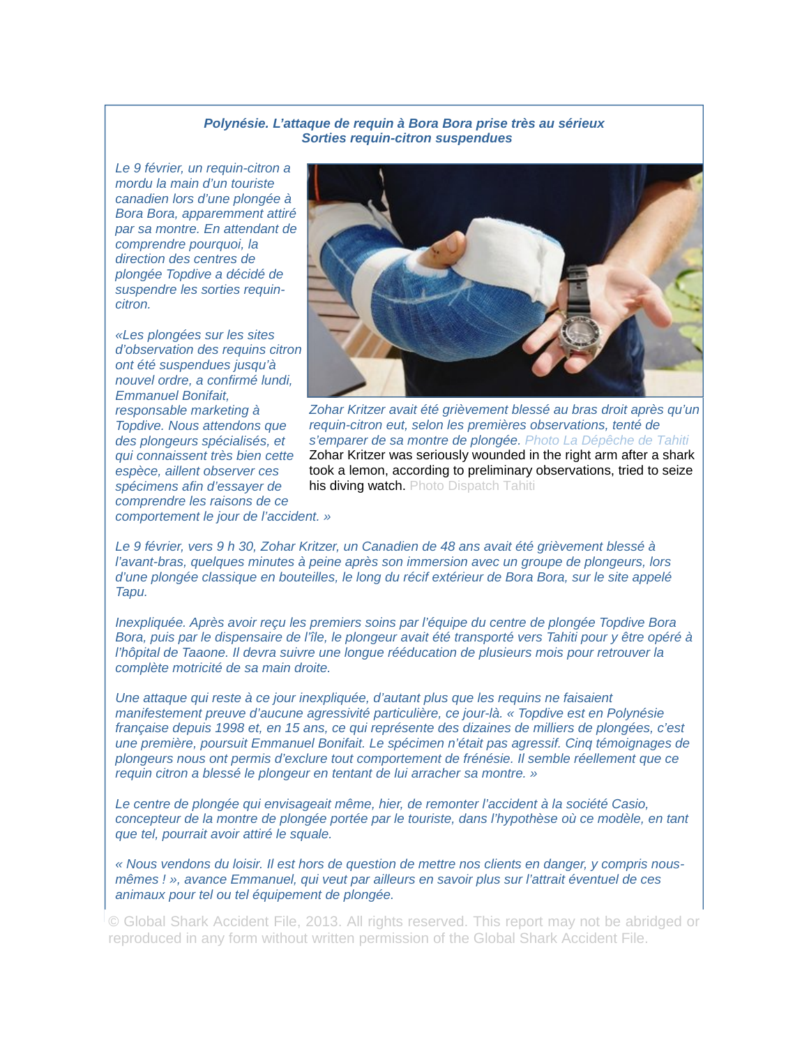***Polynésie. L'attaque de requin à Bora Bora prise très au sérieux***
***Sorties requin-citron suspendues***

*Le 9 février, un requin-citron a mordu la main d'un touriste canadien lors d'une plongée à Bora Bora, apparemment attiré par sa montre. En attendant de comprendre pourquoi, la direction des centres de plongée Topdive a décidé de suspendre les sorties requin-citron.*

*Zohar Kritzer avait été grièvement blessé au bras droit après qu'un requin-citron eut, selon les premières observations, tenté de s'emparer de sa montre de plongée.* Photo La Dépêche de Tahiti
Zohar Kritzer was seriously wounded in the right arm after a shark took a lemon, according to preliminary observations, tried to seize his diving watch. Photo Dispatch Tahiti

*«Les plongées sur les sites d'observation des requins citron ont été suspendues jusqu'à nouvel ordre, a confirmé lundi, Emmanuel Bonifait, responsable marketing à Topdive. Nous attendons que des plongeurs spécialisés, et qui connaissent très bien cette espèce, aillent observer ces spécimens afin d'essayer de comprendre les raisons de ce comportement le jour de l'accident. »*

*Le 9 février, vers 9 h 30, Zohar Kritzer, un Canadien de 48 ans avait été grièvement blessé à l'avant-bras, quelques minutes à peine après son immersion avec un groupe de plongeurs, lors d'une plongée classique en bouteilles, le long du récif extérieur de Bora Bora, sur le site appelé Tapu.*

*Inexpliquée. Après avoir reçu les premiers soins par l'équipe du centre de plongée Topdive Bora Bora, puis par le dispensaire de l'île, le plongeur avait été transporté vers Tahiti pour y être opéré à l'hôpital de Taaone. Il devra suivre une longue rééducation de plusieurs mois pour retrouver la complète motricité de sa main droite.*

*Une attaque qui reste à ce jour inexpliquée, d'autant plus que les requins ne faisaient manifestement preuve d'aucune agressivité particulière, ce jour-là. « Topdive est en Polynésie française depuis 1998 et, en 15 ans, ce qui représente des dizaines de milliers de plongées, c'est une première, poursuit Emmanuel Bonifait. Le spécimen n'était pas agressif. Cinq témoignages de plongeurs nous ont permis d'exclure tout comportement de frénésie. Il semble réellement que ce requin citron a blessé le plongeur en tentant de lui arracher sa montre. »*

*Le centre de plongée qui envisageait même, hier, de remonter l'accident à la société Casio, concepteur de la montre de plongée portée par le touriste, dans l'hypothèse où ce modèle, en tant que tel, pourrait avoir attiré le squale.*

*« Nous vendons du loisir. Il est hors de question de mettre nos clients en danger, y compris nous-mêmes ! », avance Emmanuel, qui veut par ailleurs en savoir plus sur l'attrait éventuel de ces animaux pour tel ou tel équipement de plongée.*

© Global Shark Accident File, 2013. All rights reserved. This report may not be abridged or reproduced in any form without written permission of the Global Shark Accident File.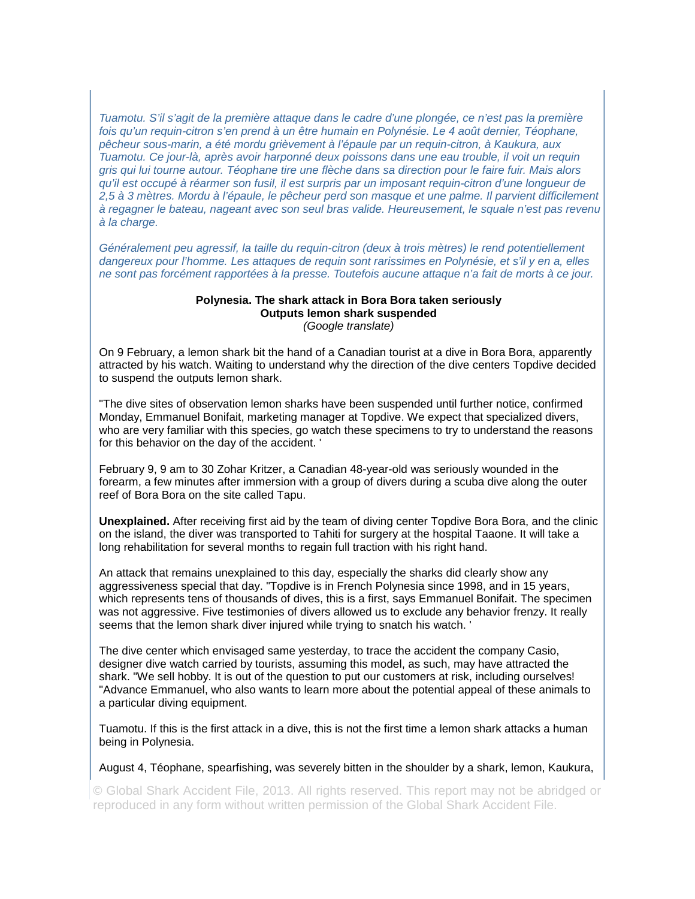*Tuamotu. S'il s'agit de la première attaque dans le cadre d'une plongée, ce n'est pas la première fois qu'un requin-citron s'en prend à un être humain en Polynésie. Le 4 août dernier, Téophane, pêcheur sous-marin, a été mordu grièvement à l'épaule par un requin-citron, à Kaukura, aux Tuamotu. Ce jour-là, après avoir harponné deux poissons dans une eau trouble, il voit un requin gris qui lui tourne autour. Téophane tire une flèche dans sa direction pour le faire fuir. Mais alors qu'il est occupé à réarmer son fusil, il est surpris par un imposant requin-citron d'une longueur de 2,5 à 3 mètres. Mordu à l'épaule, le pêcheur perd son masque et une palme. Il parvient difficilement à regagner le bateau, nageant avec son seul bras valide. Heureusement, le squale n'est pas revenu à la charge.*

*Généralement peu agressif, la taille du requin-citron (deux à trois mètres) le rend potentiellement dangereux pour l'homme. Les attaques de requin sont rarissimes en Polynésie, et s'il y en a, elles ne sont pas forcément rapportées à la presse. Toutefois aucune attaque n'a fait de morts à ce jour.*

**Polynesia. The shark attack in Bora Bora taken seriously**
**Outputs lemon shark suspended**
*(Google translate)*

On 9 February, a lemon shark bit the hand of a Canadian tourist at a dive in Bora Bora, apparently attracted by his watch. Waiting to understand why the direction of the dive centers Topdive decided to suspend the outputs lemon shark.

"The dive sites of observation lemon sharks have been suspended until further notice, confirmed Monday, Emmanuel Bonifait, marketing manager at Topdive. We expect that specialized divers, who are very familiar with this species, go watch these specimens to try to understand the reasons for this behavior on the day of the accident. '

February 9, 9 am to 30 Zohar Kritzer, a Canadian 48-year-old was seriously wounded in the forearm, a few minutes after immersion with a group of divers during a scuba dive along the outer reef of Bora Bora on the site called Tapu.

**Unexplained.** After receiving first aid by the team of diving center Topdive Bora Bora, and the clinic on the island, the diver was transported to Tahiti for surgery at the hospital Taaone. It will take a long rehabilitation for several months to regain full traction with his right hand.

An attack that remains unexplained to this day, especially the sharks did clearly show any aggressiveness special that day. "Topdive is in French Polynesia since 1998, and in 15 years, which represents tens of thousands of dives, this is a first, says Emmanuel Bonifait. The specimen was not aggressive. Five testimonies of divers allowed us to exclude any behavior frenzy. It really seems that the lemon shark diver injured while trying to snatch his watch. '

The dive center which envisaged same yesterday, to trace the accident the company Casio, designer dive watch carried by tourists, assuming this model, as such, may have attracted the shark. "We sell hobby. It is out of the question to put our customers at risk, including ourselves! "Advance Emmanuel, who also wants to learn more about the potential appeal of these animals to a particular diving equipment.

Tuamotu. If this is the first attack in a dive, this is not the first time a lemon shark attacks a human being in Polynesia.

August 4, Téophane, spearfishing, was severely bitten in the shoulder by a shark, lemon, Kaukura,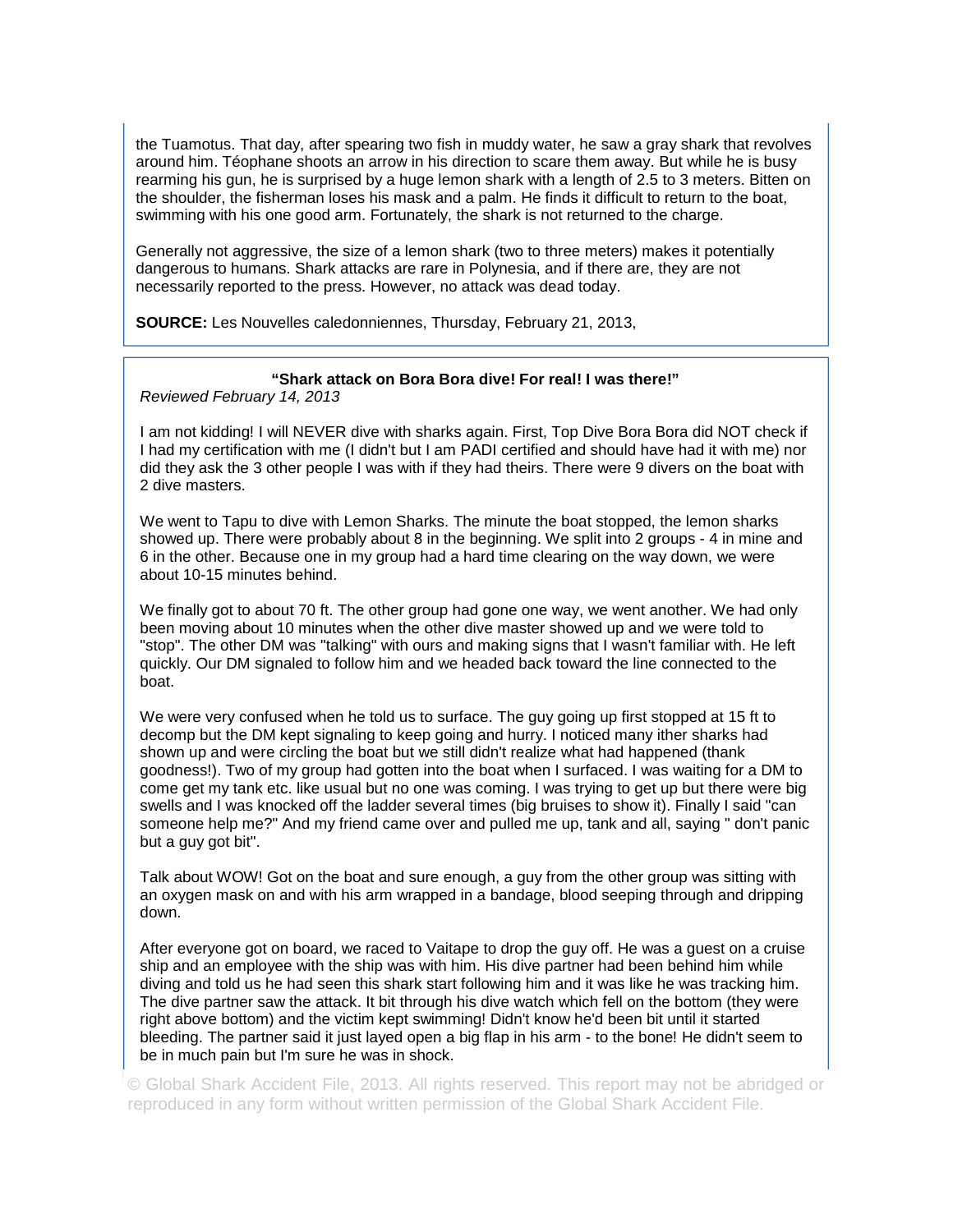the Tuamotus. That day, after spearing two fish in muddy water, he saw a gray shark that revolves around him. Téophane shoots an arrow in his direction to scare them away. But while he is busy rearming his gun, he is surprised by a huge lemon shark with a length of 2.5 to 3 meters. Bitten on the shoulder, the fisherman loses his mask and a palm. He finds it difficult to return to the boat, swimming with his one good arm. Fortunately, the shark is not returned to the charge.

Generally not aggressive, the size of a lemon shark (two to three meters) makes it potentially dangerous to humans. Shark attacks are rare in Polynesia, and if there are, they are not necessarily reported to the press. However, no attack was dead today.

**SOURCE:** Les Nouvelles caledonniennes, Thursday, February 21, 2013,

**"Shark attack on Bora Bora dive! For real! I was there!"**

*Reviewed February 14, 2013*

I am not kidding! I will NEVER dive with sharks again. First, Top Dive Bora Bora did NOT check if I had my certification with me (I didn't but I am PADI certified and should have had it with me) nor did they ask the 3 other people I was with if they had theirs. There were 9 divers on the boat with 2 dive masters.

We went to Tapu to dive with Lemon Sharks. The minute the boat stopped, the lemon sharks showed up. There were probably about 8 in the beginning. We split into 2 groups - 4 in mine and 6 in the other. Because one in my group had a hard time clearing on the way down, we were about 10-15 minutes behind.

We finally got to about 70 ft. The other group had gone one way, we went another. We had only been moving about 10 minutes when the other dive master showed up and we were told to "stop". The other DM was "talking" with ours and making signs that I wasn't familiar with. He left quickly. Our DM signaled to follow him and we headed back toward the line connected to the boat.

We were very confused when he told us to surface. The guy going up first stopped at 15 ft to decomp but the DM kept signaling to keep going and hurry. I noticed many ither sharks had shown up and were circling the boat but we still didn't realize what had happened (thank goodness!). Two of my group had gotten into the boat when I surfaced. I was waiting for a DM to come get my tank etc. like usual but no one was coming. I was trying to get up but there were big swells and I was knocked off the ladder several times (big bruises to show it). Finally I said "can someone help me?" And my friend came over and pulled me up, tank and all, saying " don't panic but a guy got bit".

Talk about WOW! Got on the boat and sure enough, a guy from the other group was sitting with an oxygen mask on and with his arm wrapped in a bandage, blood seeping through and dripping down.

After everyone got on board, we raced to Vaitape to drop the guy off. He was a guest on a cruise ship and an employee with the ship was with him. His dive partner had been behind him while diving and told us he had seen this shark start following him and it was like he was tracking him. The dive partner saw the attack. It bit through his dive watch which fell on the bottom (they were right above bottom) and the victim kept swimming! Didn't know he'd been bit until it started bleeding. The partner said it just layed open a big flap in his arm - to the bone! He didn't seem to be in much pain but I'm sure he was in shock.

© Global Shark Accident File, 2013. All rights reserved. This report may not be abridged or reproduced in any form without written permission of the Global Shark Accident File.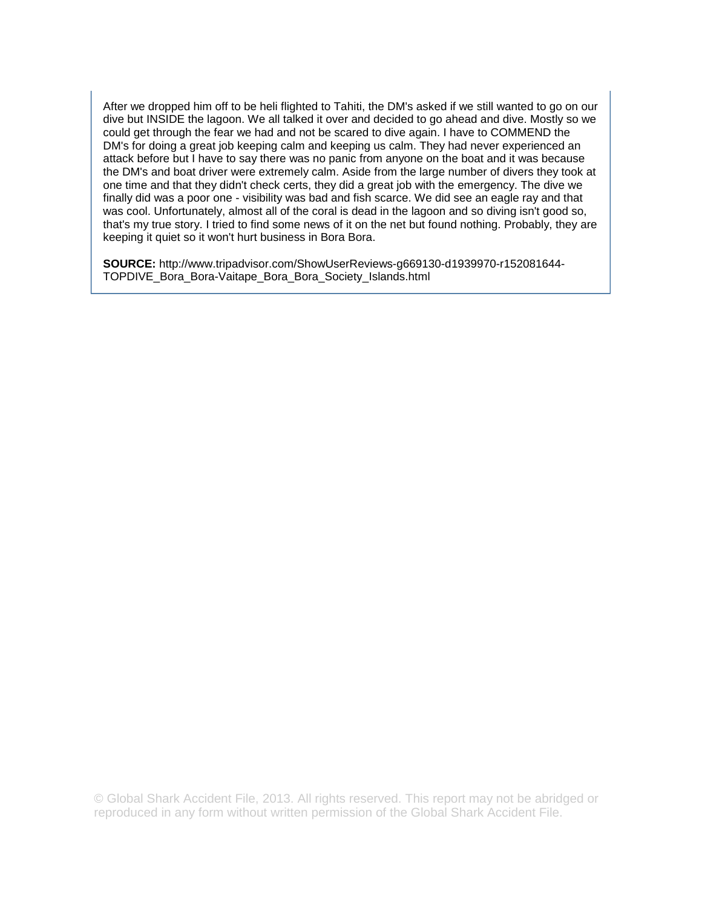After we dropped him off to be heli flighted to Tahiti, the DM's asked if we still wanted to go on our dive but INSIDE the lagoon. We all talked it over and decided to go ahead and dive. Mostly so we could get through the fear we had and not be scared to dive again. I have to COMMEND the DM's for doing a great job keeping calm and keeping us calm. They had never experienced an attack before but I have to say there was no panic from anyone on the boat and it was because the DM's and boat driver were extremely calm. Aside from the large number of divers they took at one time and that they didn't check certs, they did a great job with the emergency. The dive we finally did was a poor one - visibility was bad and fish scarce. We did see an eagle ray and that was cool. Unfortunately, almost all of the coral is dead in the lagoon and so diving isn't good so, that's my true story. I tried to find some news of it on the net but found nothing. Probably, they are keeping it quiet so it won't hurt business in Bora Bora.

**SOURCE:** http://www.tripadvisor.com/ShowUserReviews-g669130-d1939970-r152081644-TOPDIVE_Bora_Bora-Vaitape_Bora_Bora_Society_Islands.html

© Global Shark Accident File, 2013. All rights reserved. This report may not be abridged or reproduced in any form without written permission of the Global Shark Accident File.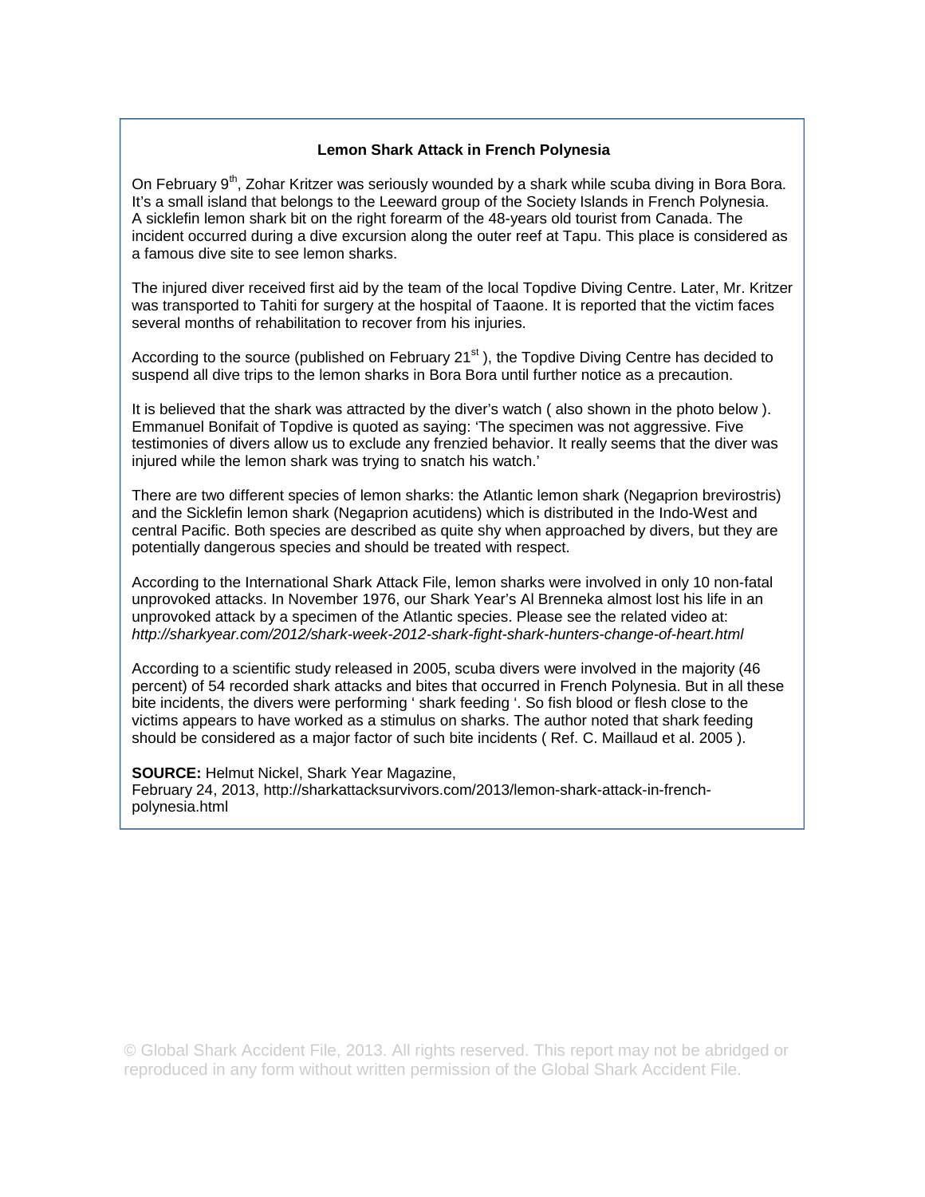**Lemon Shark Attack in French Polynesia**

On February 9th, Zohar Kritzer was seriously wounded by a shark while scuba diving in Bora Bora. It's a small island that belongs to the Leeward group of the Society Islands in French Polynesia. A sicklefin lemon shark bit on the right forearm of the 48-years old tourist from Canada. The incident occurred during a dive excursion along the outer reef at Tapu. This place is considered as a famous dive site to see lemon sharks.

The injured diver received first aid by the team of the local Topdive Diving Centre. Later, Mr. Kritzer was transported to Tahiti for surgery at the hospital of Taaone. It is reported that the victim faces several months of rehabilitation to recover from his injuries.

According to the source (published on February 21st ), the Topdive Diving Centre has decided to suspend all dive trips to the lemon sharks in Bora Bora until further notice as a precaution.

It is believed that the shark was attracted by the diver's watch ( also shown in the photo below ). Emmanuel Bonifait of Topdive is quoted as saying: 'The specimen was not aggressive. Five testimonies of divers allow us to exclude any frenzied behavior. It really seems that the diver was injured while the lemon shark was trying to snatch his watch.'

There are two different species of lemon sharks: the Atlantic lemon shark (Negaprion brevirostris) and the Sicklefin lemon shark (Negaprion acutidens) which is distributed in the Indo-West and central Pacific. Both species are described as quite shy when approached by divers, but they are potentially dangerous species and should be treated with respect.

According to the International Shark Attack File, lemon sharks were involved in only 10 non-fatal unprovoked attacks. In November 1976, our Shark Year's Al Brenneka almost lost his life in an unprovoked attack by a specimen of the Atlantic species. Please see the related video at: *http://sharkyear.com/2012/shark-week-2012-shark-fight-shark-hunters-change-of-heart.html*

According to a scientific study released in 2005, scuba divers were involved in the majority (46 percent) of 54 recorded shark attacks and bites that occurred in French Polynesia. But in all these bite incidents, the divers were performing ' shark feeding '. So fish blood or flesh close to the victims appears to have worked as a stimulus on sharks. The author noted that shark feeding should be considered as a major factor of such bite incidents ( Ref. C. Maillaud et al. 2005 ).

**SOURCE:** Helmut Nickel, Shark Year Magazine,
February 24, 2013, http://sharkattacksurvivors.com/2013/lemon-shark-attack-in-french-polynesia.html

© Global Shark Accident File, 2013. All rights reserved. This report may not be abridged or reproduced in any form without written permission of the Global Shark Accident File.